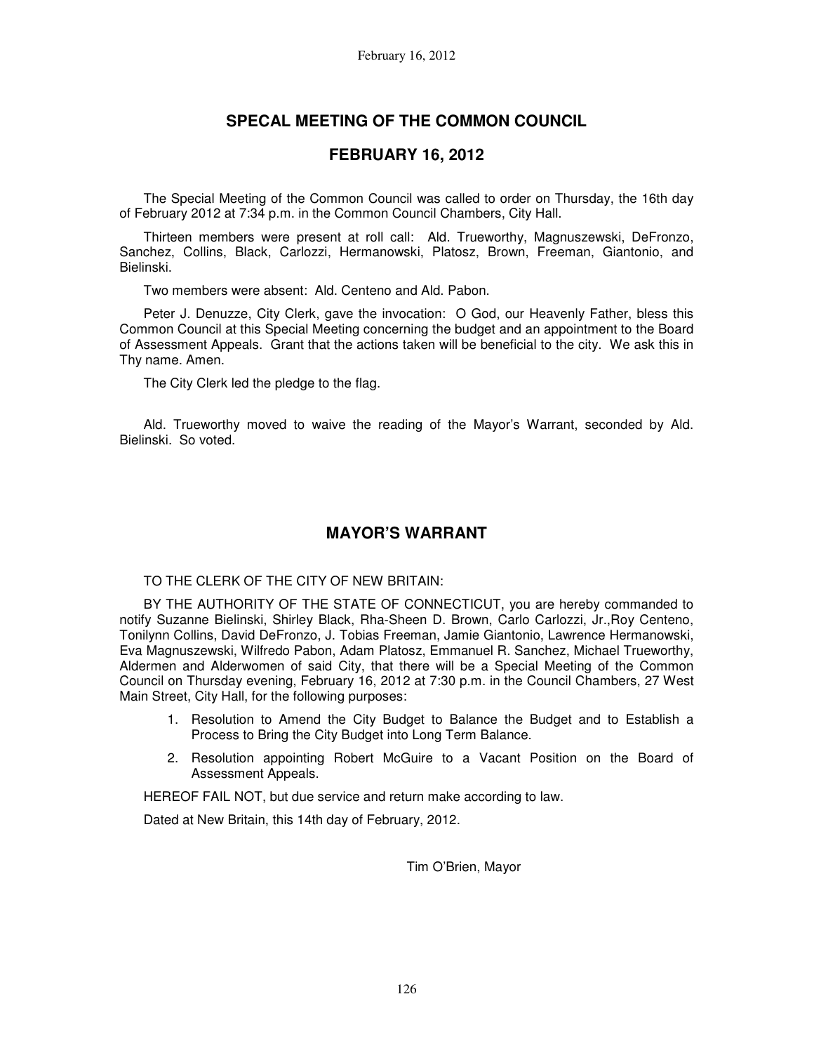# SPECAL MEETING OF THE COMMON COUNCIL

## FEBRUARY 16, 2012

The Special Meeting of the Common Council was called to order on Thursday, the 16th day of February 2012 at 7:34 p.m. in the Common Council Chambers, City Hall.

Thirteen members were present at roll call: Ald. Trueworthy, Magnuszewski, DeFronzo, Sanchez, Collins, Black, Carlozzi, Hermanowski, Platosz, Brown, Freeman, Giantonio, and Bielinski.

Two members were absent: Ald. Centeno and Ald. Pabon.

Peter J. Denuzze, City Clerk, gave the invocation: O God, our Heavenly Father, bless this Common Council at this Special Meeting concerning the budget and an appointment to the Board of Assessment Appeals. Grant that the actions taken will be beneficial to the city. We ask this in Thy name. Amen.

The City Clerk led the pledge to the flag.

Ald. Trueworthy moved to waive the reading of the Mayor's Warrant, seconded by Ald. Bielinski. So voted.

## MAYOR'S WARRANT

TO THE CLERK OF THE CITY OF NEW BRITAIN:

BY THE AUTHORITY OF THE STATE OF CONNECTICUT, you are hereby commanded to notify Suzanne Bielinski, Shirley Black, Rha-Sheen D. Brown, Carlo Carlozzi, Jr.,Roy Centeno, Tonilynn Collins, David DeFronzo, J. Tobias Freeman, Jamie Giantonio, Lawrence Hermanowski, Eva Magnuszewski, Wilfredo Pabon, Adam Platosz, Emmanuel R. Sanchez, Michael Trueworthy, Aldermen and Alderwomen of said City, that there will be a Special Meeting of the Common Council on Thursday evening, February 16, 2012 at 7:30 p.m. in the Council Chambers, 27 West Main Street, City Hall, for the following purposes:

1. Resolution to Amend the City Budget to Balance the Budget and to Establish a Process to Bring the City Budget into Long Term Balance.
2. Resolution appointing Robert McGuire to a Vacant Position on the Board of Assessment Appeals.

HEREOF FAIL NOT, but due service and return make according to law.

Dated at New Britain, this 14th day of February, 2012.

Tim O'Brien, Mayor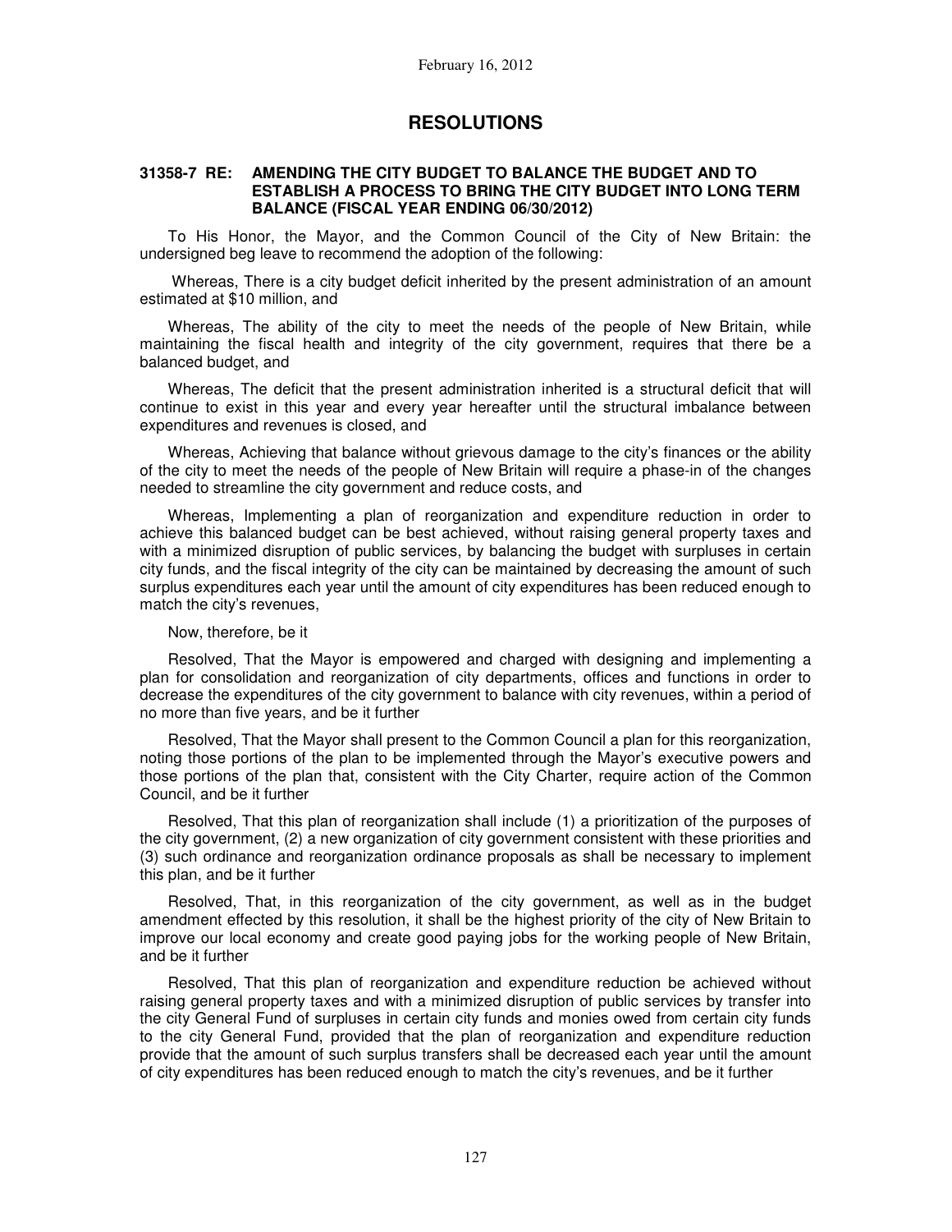# RESOLUTIONS

### 31358-7 RE: AMENDING THE CITY BUDGET TO BALANCE THE BUDGET AND TO ESTABLISH A PROCESS TO BRING THE CITY BUDGET INTO LONG TERM BALANCE (FISCAL YEAR ENDING 06/30/2012)

To His Honor, the Mayor, and the Common Council of the City of New Britain: the undersigned beg leave to recommend the adoption of the following:

Whereas, There is a city budget deficit inherited by the present administration of an amount estimated at $10 million, and

Whereas, The ability of the city to meet the needs of the people of New Britain, while maintaining the fiscal health and integrity of the city government, requires that there be a balanced budget, and

Whereas, The deficit that the present administration inherited is a structural deficit that will continue to exist in this year and every year hereafter until the structural imbalance between expenditures and revenues is closed, and

Whereas, Achieving that balance without grievous damage to the city's finances or the ability of the city to meet the needs of the people of New Britain will require a phase-in of the changes needed to streamline the city government and reduce costs, and

Whereas, Implementing a plan of reorganization and expenditure reduction in order to achieve this balanced budget can be best achieved, without raising general property taxes and with a minimized disruption of public services, by balancing the budget with surpluses in certain city funds, and the fiscal integrity of the city can be maintained by decreasing the amount of such surplus expenditures each year until the amount of city expenditures has been reduced enough to match the city's revenues,

Now, therefore, be it

Resolved, That the Mayor is empowered and charged with designing and implementing a plan for consolidation and reorganization of city departments, offices and functions in order to decrease the expenditures of the city government to balance with city revenues, within a period of no more than five years, and be it further

Resolved, That the Mayor shall present to the Common Council a plan for this reorganization, noting those portions of the plan to be implemented through the Mayor's executive powers and those portions of the plan that, consistent with the City Charter, require action of the Common Council, and be it further

Resolved, That this plan of reorganization shall include (1) a prioritization of the purposes of the city government, (2) a new organization of city government consistent with these priorities and (3) such ordinance and reorganization ordinance proposals as shall be necessary to implement this plan, and be it further

Resolved, That, in this reorganization of the city government, as well as in the budget amendment effected by this resolution, it shall be the highest priority of the city of New Britain to improve our local economy and create good paying jobs for the working people of New Britain, and be it further

Resolved, That this plan of reorganization and expenditure reduction be achieved without raising general property taxes and with a minimized disruption of public services by transfer into the city General Fund of surpluses in certain city funds and monies owed from certain city funds to the city General Fund, provided that the plan of reorganization and expenditure reduction provide that the amount of such surplus transfers shall be decreased each year until the amount of city expenditures has been reduced enough to match the city's revenues, and be it further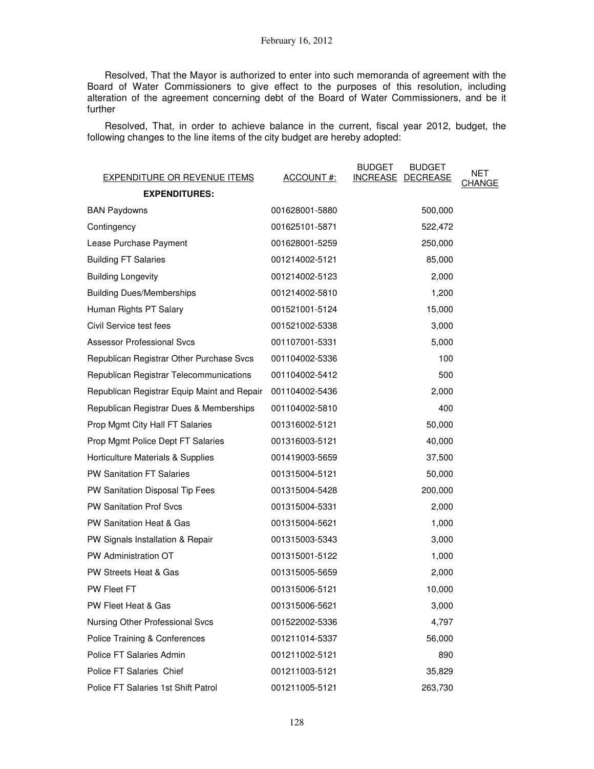Resolved, That the Mayor is authorized to enter into such memoranda of agreement with the Board of Water Commissioners to give effect to the purposes of this resolution, including alteration of the agreement concerning debt of the Board of Water Commissioners, and be it further

Resolved, That, in order to achieve balance in the current, fiscal year 2012, budget, the following changes to the line items of the city budget are hereby adopted:

| EXPENDITURE OR REVENUE ITEMS | ACCOUNT #: | BUDGET INCREASE | BUDGET DECREASE | NET CHANGE |
|---|---|---|---|---|
| **EXPENDITURES:** | | | | |
| BAN Paydowns | 001628001-5880 | | 500,000 | |
| Contingency | 001625101-5871 | | 522,472 | |
| Lease Purchase Payment | 001628001-5259 | | 250,000 | |
| Building FT Salaries | 001214002-5121 | | 85,000 | |
| Building Longevity | 001214002-5123 | | 2,000 | |
| Building Dues/Memberships | 001214002-5810 | | 1,200 | |
| Human Rights PT Salary | 001521001-5124 | | 15,000 | |
| Civil Service test fees | 001521002-5338 | | 3,000 | |
| Assessor Professional Svcs | 001107001-5331 | | 5,000 | |
| Republican Registrar Other Purchase Svcs | 001104002-5336 | | 100 | |
| Republican Registrar Telecommunications | 001104002-5412 | | 500 | |
| Republican Registrar Equip Maint and Repair | 001104002-5436 | | 2,000 | |
| Republican Registrar Dues & Memberships | 001104002-5810 | | 400 | |
| Prop Mgmt City Hall FT Salaries | 001316002-5121 | | 50,000 | |
| Prop Mgmt Police Dept FT Salaries | 001316003-5121 | | 40,000 | |
| Horticulture Materials & Supplies | 001419003-5659 | | 37,500 | |
| PW Sanitation FT Salaries | 001315004-5121 | | 50,000 | |
| PW Sanitation Disposal Tip Fees | 001315004-5428 | | 200,000 | |
| PW Sanitation Prof Svcs | 001315004-5331 | | 2,000 | |
| PW Sanitation Heat & Gas | 001315004-5621 | | 1,000 | |
| PW Signals Installation & Repair | 001315003-5343 | | 3,000 | |
| PW Administration OT | 001315001-5122 | | 1,000 | |
| PW Streets Heat & Gas | 001315005-5659 | | 2,000 | |
| PW Fleet FT | 001315006-5121 | | 10,000 | |
| PW Fleet Heat & Gas | 001315006-5621 | | 3,000 | |
| Nursing Other Professional Svcs | 001522002-5336 | | 4,797 | |
| Police Training & Conferences | 001211014-5337 | | 56,000 | |
| Police FT Salaries Admin | 001211002-5121 | | 890 | |
| Police FT Salaries Chief | 001211003-5121 | | 35,829 | |
| Police FT Salaries 1st Shift Patrol | 001211005-5121 | | 263,730 | |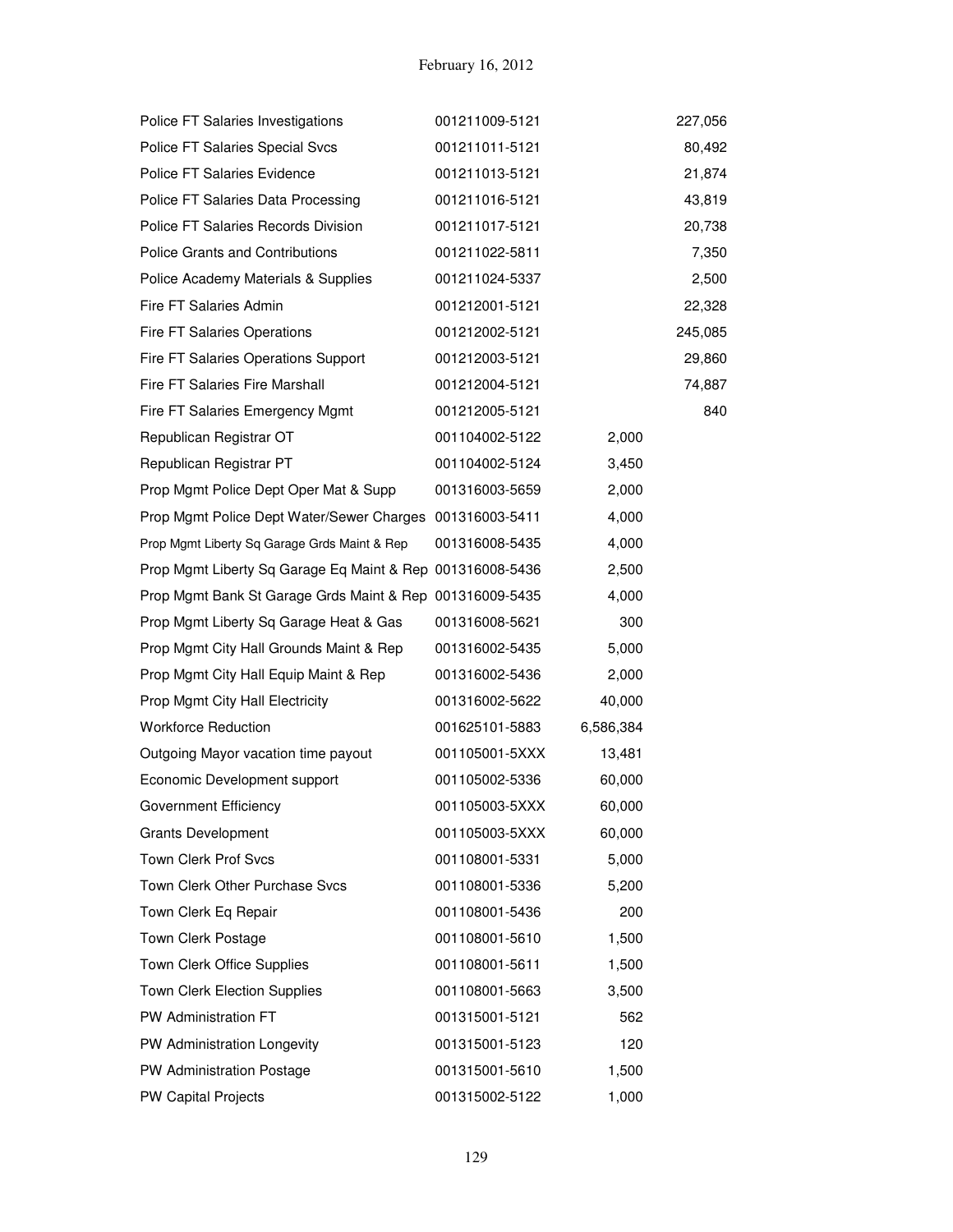| | | | |
|---|---|---|---|
| Police FT Salaries Investigations | 001211009-5121 | | 227,056 |
| Police FT Salaries Special Svcs | 001211011-5121 | | 80,492 |
| Police FT Salaries Evidence | 001211013-5121 | | 21,874 |
| Police FT Salaries Data Processing | 001211016-5121 | | 43,819 |
| Police FT Salaries Records Division | 001211017-5121 | | 20,738 |
| Police Grants and Contributions | 001211022-5811 | | 7,350 |
| Police Academy Materials & Supplies | 001211024-5337 | | 2,500 |
| Fire FT Salaries Admin | 001212001-5121 | | 22,328 |
| Fire FT Salaries Operations | 001212002-5121 | | 245,085 |
| Fire FT Salaries Operations Support | 001212003-5121 | | 29,860 |
| Fire FT Salaries Fire Marshall | 001212004-5121 | | 74,887 |
| Fire FT Salaries Emergency Mgmt | 001212005-5121 | | 840 |
| Republican Registrar OT | 001104002-5122 | 2,000 | |
| Republican Registrar PT | 001104002-5124 | 3,450 | |
| Prop Mgmt Police Dept Oper Mat & Supp | 001316003-5659 | 2,000 | |
| Prop Mgmt Police Dept Water/Sewer Charges | 001316003-5411 | 4,000 | |
| Prop Mgmt Liberty Sq Garage Grds Maint & Rep | 001316008-5435 | 4,000 | |
| Prop Mgmt Liberty Sq Garage Eq Maint & Rep | 001316008-5436 | 2,500 | |
| Prop Mgmt Bank St Garage Grds Maint & Rep | 001316009-5435 | 4,000 | |
| Prop Mgmt Liberty Sq Garage Heat & Gas | 001316008-5621 | 300 | |
| Prop Mgmt City Hall Grounds Maint & Rep | 001316002-5435 | 5,000 | |
| Prop Mgmt City Hall Equip Maint & Rep | 001316002-5436 | 2,000 | |
| Prop Mgmt City Hall Electricity | 001316002-5622 | 40,000 | |
| Workforce Reduction | 001625101-5883 | 6,586,384 | |
| Outgoing Mayor vacation time payout | 001105001-5XXX | 13,481 | |
| Economic Development support | 001105002-5336 | 60,000 | |
| Government Efficiency | 001105003-5XXX | 60,000 | |
| Grants Development | 001105003-5XXX | 60,000 | |
| Town Clerk Prof Svcs | 001108001-5331 | 5,000 | |
| Town Clerk Other Purchase Svcs | 001108001-5336 | 5,200 | |
| Town Clerk Eq Repair | 001108001-5436 | 200 | |
| Town Clerk Postage | 001108001-5610 | 1,500 | |
| Town Clerk Office Supplies | 001108001-5611 | 1,500 | |
| Town Clerk Election Supplies | 001108001-5663 | 3,500 | |
| PW Administration FT | 001315001-5121 | 562 | |
| PW Administration Longevity | 001315001-5123 | 120 | |
| PW Administration Postage | 001315001-5610 | 1,500 | |
| PW Capital Projects | 001315002-5122 | 1,000 | |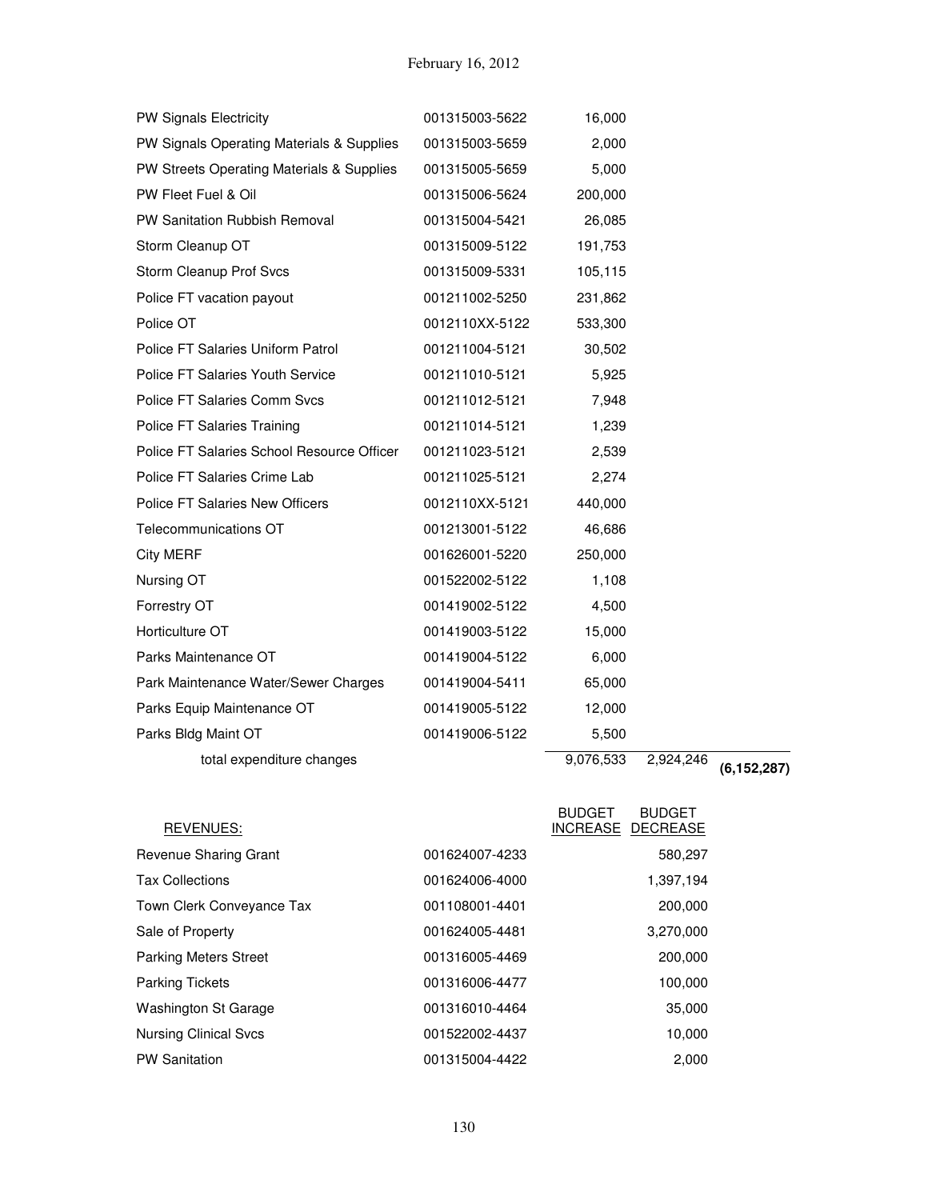| | | | | |
|---|---|---|---|---|
| PW Signals Electricity | 001315003-5622 | 16,000 | | |
| PW Signals Operating Materials & Supplies | 001315003-5659 | 2,000 | | |
| PW Streets Operating Materials & Supplies | 001315005-5659 | 5,000 | | |
| PW Fleet Fuel & Oil | 001315006-5624 | 200,000 | | |
| PW Sanitation Rubbish Removal | 001315004-5421 | 26,085 | | |
| Storm Cleanup OT | 001315009-5122 | 191,753 | | |
| Storm Cleanup Prof Svcs | 001315009-5331 | 105,115 | | |
| Police FT vacation payout | 001211002-5250 | 231,862 | | |
| Police OT | 0012110XX-5122 | 533,300 | | |
| Police FT Salaries Uniform Patrol | 001211004-5121 | 30,502 | | |
| Police FT Salaries Youth Service | 001211010-5121 | 5,925 | | |
| Police FT Salaries Comm Svcs | 001211012-5121 | 7,948 | | |
| Police FT Salaries Training | 001211014-5121 | 1,239 | | |
| Police FT Salaries School Resource Officer | 001211023-5121 | 2,539 | | |
| Police FT Salaries Crime Lab | 001211025-5121 | 2,274 | | |
| Police FT Salaries New Officers | 0012110XX-5121 | 440,000 | | |
| Telecommunications OT | 001213001-5122 | 46,686 | | |
| City MERF | 001626001-5220 | 250,000 | | |
| Nursing OT | 001522002-5122 | 1,108 | | |
| Forrestry OT | 001419002-5122 | 4,500 | | |
| Horticulture OT | 001419003-5122 | 15,000 | | |
| Parks Maintenance OT | 001419004-5122 | 6,000 | | |
| Park Maintenance Water/Sewer Charges | 001419004-5411 | 65,000 | | |
| Parks Equip Maintenance OT | 001419005-5122 | 12,000 | | |
| Parks Bldg Maint OT | 001419006-5122 | 5,500 | | |
| total expenditure changes | | 9,076,533 | 2,924,246 | **(6,152,287)** |

| REVENUES: | | BUDGET INCREASE | BUDGET DECREASE |
|---|---|---|---|
| Revenue Sharing Grant | 001624007-4233 | | 580,297 |
| Tax Collections | 001624006-4000 | | 1,397,194 |
| Town Clerk Conveyance Tax | 001108001-4401 | | 200,000 |
| Sale of Property | 001624005-4481 | | 3,270,000 |
| Parking Meters Street | 001316005-4469 | | 200,000 |
| Parking Tickets | 001316006-4477 | | 100,000 |
| Washington St Garage | 001316010-4464 | | 35,000 |
| Nursing Clinical Svcs | 001522002-4437 | | 10,000 |
| PW Sanitation | 001315004-4422 | | 2,000 |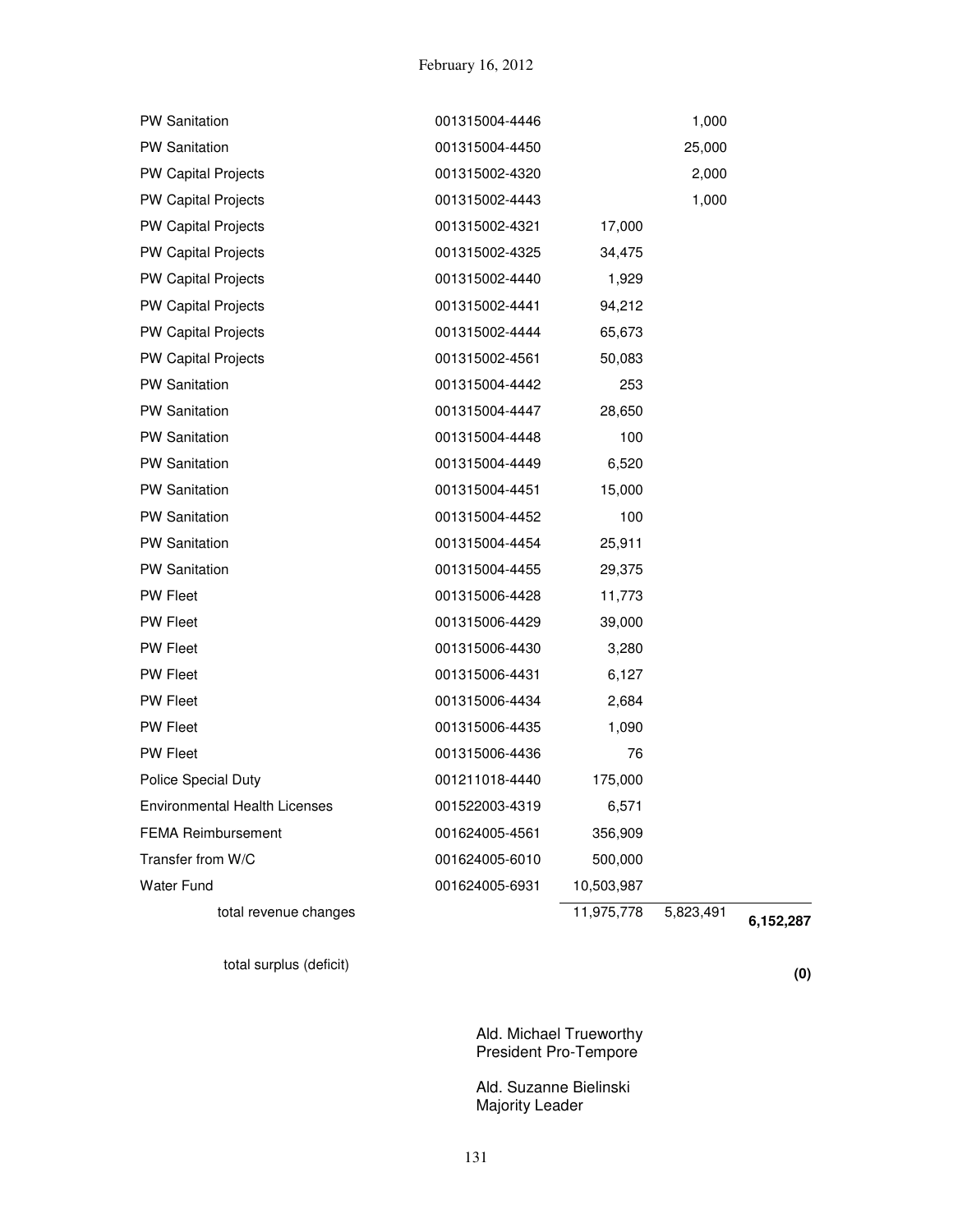| | | | | |
|---|---|---|---|---|
| PW Sanitation | 001315004-4446 | | 1,000 | |
| PW Sanitation | 001315004-4450 | | 25,000 | |
| PW Capital Projects | 001315002-4320 | | 2,000 | |
| PW Capital Projects | 001315002-4443 | | 1,000 | |
| PW Capital Projects | 001315002-4321 | 17,000 | | |
| PW Capital Projects | 001315002-4325 | 34,475 | | |
| PW Capital Projects | 001315002-4440 | 1,929 | | |
| PW Capital Projects | 001315002-4441 | 94,212 | | |
| PW Capital Projects | 001315002-4444 | 65,673 | | |
| PW Capital Projects | 001315002-4561 | 50,083 | | |
| PW Sanitation | 001315004-4442 | 253 | | |
| PW Sanitation | 001315004-4447 | 28,650 | | |
| PW Sanitation | 001315004-4448 | 100 | | |
| PW Sanitation | 001315004-4449 | 6,520 | | |
| PW Sanitation | 001315004-4451 | 15,000 | | |
| PW Sanitation | 001315004-4452 | 100 | | |
| PW Sanitation | 001315004-4454 | 25,911 | | |
| PW Sanitation | 001315004-4455 | 29,375 | | |
| PW Fleet | 001315006-4428 | 11,773 | | |
| PW Fleet | 001315006-4429 | 39,000 | | |
| PW Fleet | 001315006-4430 | 3,280 | | |
| PW Fleet | 001315006-4431 | 6,127 | | |
| PW Fleet | 001315006-4434 | 2,684 | | |
| PW Fleet | 001315006-4435 | 1,090 | | |
| PW Fleet | 001315006-4436 | 76 | | |
| Police Special Duty | 001211018-4440 | 175,000 | | |
| Environmental Health Licenses | 001522003-4319 | 6,571 | | |
| FEMA Reimbursement | 001624005-4561 | 356,909 | | |
| Transfer from W/C | 001624005-6010 | 500,000 | | |
| Water Fund | 001624005-6931 | 10,503,987 | | |
| total revenue changes | | 11,975,778 | 5,823,491 | **6,152,287** |
| | | | | |
| total surplus (deficit) | | | | **(0)** |

Ald. Michael Trueworthy
President Pro-Tempore

Ald. Suzanne Bielinski
Majority Leader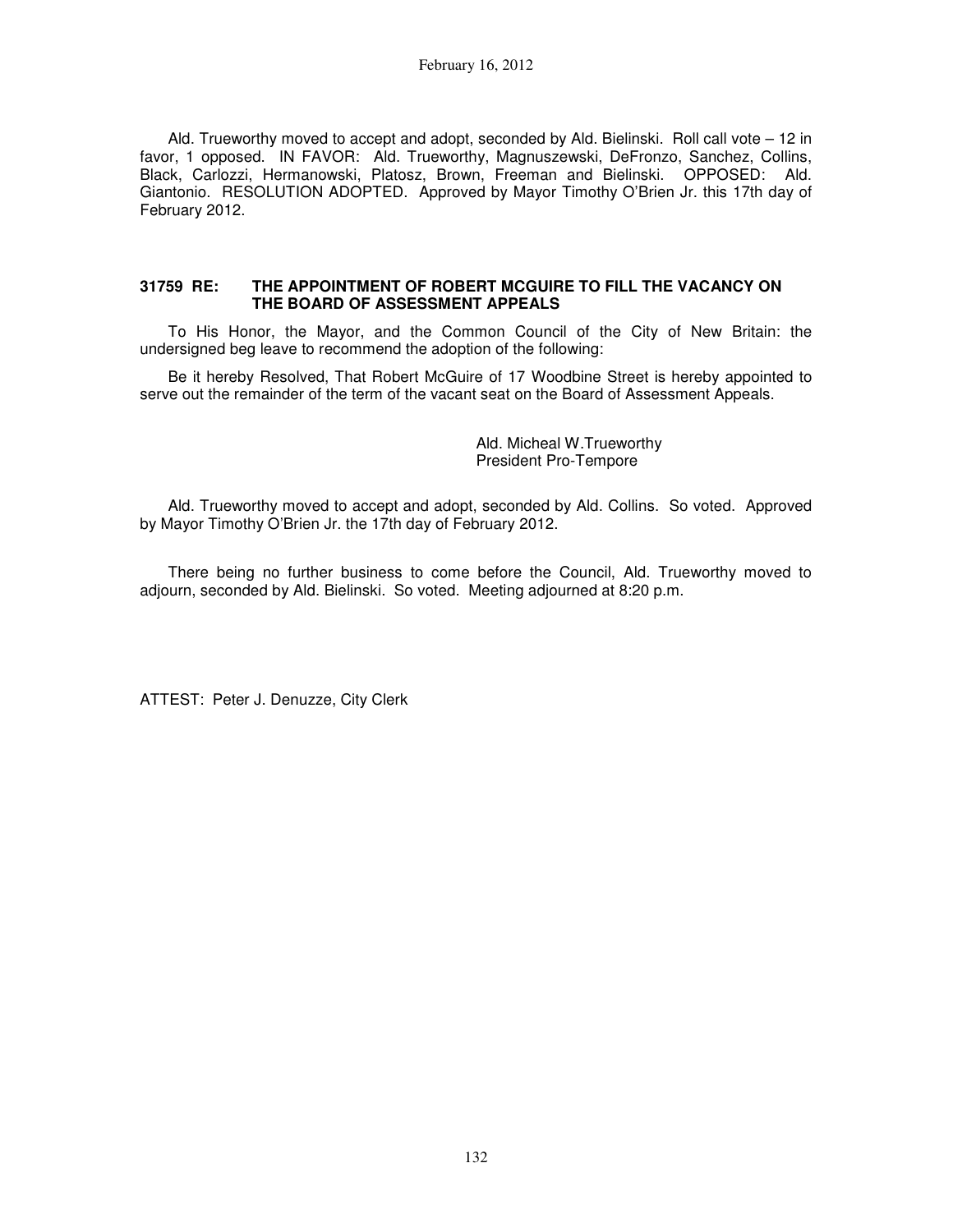Ald. Trueworthy moved to accept and adopt, seconded by Ald. Bielinski. Roll call vote – 12 in favor, 1 opposed. IN FAVOR: Ald. Trueworthy, Magnuszewski, DeFronzo, Sanchez, Collins, Black, Carlozzi, Hermanowski, Platosz, Brown, Freeman and Bielinski. OPPOSED: Ald. Giantonio. RESOLUTION ADOPTED. Approved by Mayor Timothy O'Brien Jr. this 17th day of February 2012.

**31759 RE: THE APPOINTMENT OF ROBERT MCGUIRE TO FILL THE VACANCY ON THE BOARD OF ASSESSMENT APPEALS**

To His Honor, the Mayor, and the Common Council of the City of New Britain: the undersigned beg leave to recommend the adoption of the following:

Be it hereby Resolved, That Robert McGuire of 17 Woodbine Street is hereby appointed to serve out the remainder of the term of the vacant seat on the Board of Assessment Appeals.

Ald. Micheal W.Trueworthy
President Pro-Tempore

Ald. Trueworthy moved to accept and adopt, seconded by Ald. Collins. So voted. Approved by Mayor Timothy O'Brien Jr. the 17th day of February 2012.

There being no further business to come before the Council, Ald. Trueworthy moved to adjourn, seconded by Ald. Bielinski. So voted. Meeting adjourned at 8:20 p.m.

ATTEST: Peter J. Denuzze, City Clerk